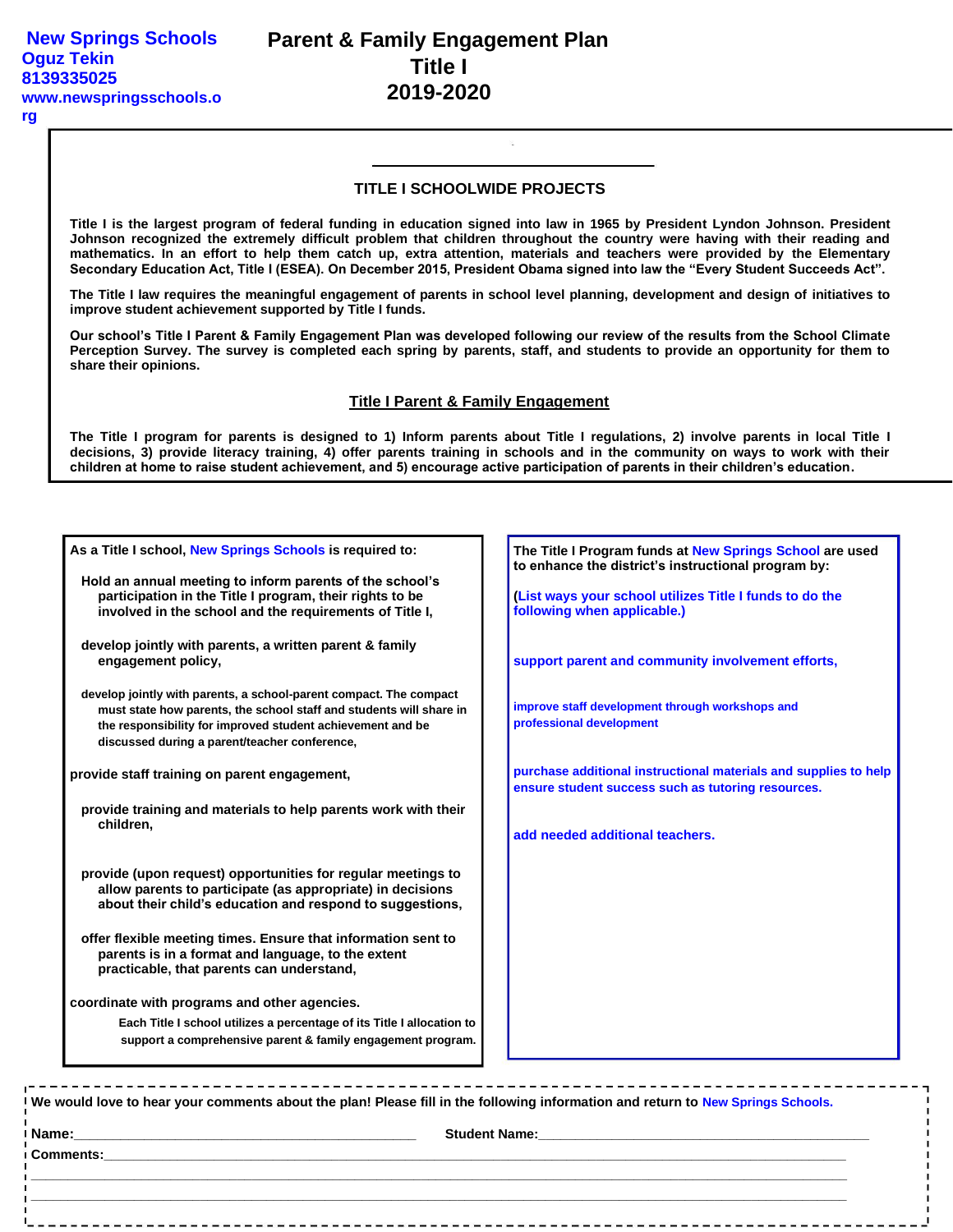**New Springs Schools**
**Oguz Tekin**
**8139335025**
**www.newspringsschools.org**

# Parent & Family Engagement Plan
# Title I
# 2019-2020

## TITLE I SCHOOLWIDE PROJECTS

**Title I is the largest program of federal funding in education signed into law in 1965 by President Lyndon Johnson. President Johnson recognized the extremely difficult problem that children throughout the country were having with their reading and mathematics. In an effort to help them catch up, extra attention, materials and teachers were provided by the Elementary Secondary Education Act, Title I (ESEA). On December 2015, President Obama signed into law the "Every Student Succeeds Act".**

**The Title I law requires the meaningful engagement of parents in school level planning, development and design of initiatives to improve student achievement supported by Title I funds.**

**Our school's Title I Parent & Family Engagement Plan was developed following our review of the results from the School Climate Perception Survey. The survey is completed each spring by parents, staff, and students to provide an opportunity for them to share their opinions.**

## Title I Parent & Family Engagement

**The Title I program for parents is designed to 1) Inform parents about Title I regulations, 2) involve parents in local Title I decisions, 3) provide literacy training, 4) offer parents training in schools and in the community on ways to work with their children at home to raise student achievement, and 5) encourage active participation of parents in their children's education.**

**As a Title I school, New Springs Schools is required to:**

- **Hold an annual meeting to inform parents of the school's participation in the Title I program, their rights to be involved in the school and the requirements of Title I,**
- **develop jointly with parents, a written parent & family engagement policy,**
- **develop jointly with parents, a school-parent compact. The compact must state how parents, the school staff and students will share in the responsibility for improved student achievement and be discussed during a parent/teacher conference,**
- **provide staff training on parent engagement,**
- **provide training and materials to help parents work with their children,**
- **provide (upon request) opportunities for regular meetings to allow parents to participate (as appropriate) in decisions about their child's education and respond to suggestions,**
- **offer flexible meeting times. Ensure that information sent to parents is in a format and language, to the extent practicable, that parents can understand,**
- **coordinate with programs and other agencies.**

**Each Title I school utilizes a percentage of its Title I allocation to support a comprehensive parent & family engagement program.**

**The Title I Program funds at New Springs School are used to enhance the district's instructional program by:**

**(List ways your school utilizes Title I funds to do the following when applicable.)**

- **support parent and community involvement efforts,**
- **improve staff development through workshops and professional development**
- **purchase additional instructional materials and supplies to help ensure student success such as tutoring resources.**
- **add needed additional teachers.**

---

**We would love to hear your comments about the plan! Please fill in the following information and return to New Springs Schools.**

**Name:**\_\_\_\_\_\_\_\_\_\_\_\_\_\_\_\_\_\_\_\_\_\_\_\_\_\_\_\_\_\_\_\_\_\_\_\_ **Student Name:**\_\_\_\_\_\_\_\_\_\_\_\_\_\_\_\_\_\_\_\_\_\_\_\_\_\_\_\_\_\_\_\_\_\_\_\_

**Comments:**\_\_\_\_\_\_\_\_\_\_\_\_\_\_\_\_\_\_\_\_\_\_\_\_\_\_\_\_\_\_\_\_\_\_\_\_\_\_\_\_\_\_\_\_\_\_\_\_\_\_\_\_\_\_\_\_\_\_\_\_\_\_\_\_\_\_\_\_\_\_\_\_\_\_

\_\_\_\_\_\_\_\_\_\_\_\_\_\_\_\_\_\_\_\_\_\_\_\_\_\_\_\_\_\_\_\_\_\_\_\_\_\_\_\_\_\_\_\_\_\_\_\_\_\_\_\_\_\_\_\_\_\_\_\_\_\_\_\_\_\_\_\_\_\_\_\_\_\_\_\_\_\_\_\_\_\_\_\_\_\_

\_\_\_\_\_\_\_\_\_\_\_\_\_\_\_\_\_\_\_\_\_\_\_\_\_\_\_\_\_\_\_\_\_\_\_\_\_\_\_\_\_\_\_\_\_\_\_\_\_\_\_\_\_\_\_\_\_\_\_\_\_\_\_\_\_\_\_\_\_\_\_\_\_\_\_\_\_\_\_\_\_\_\_\_\_\_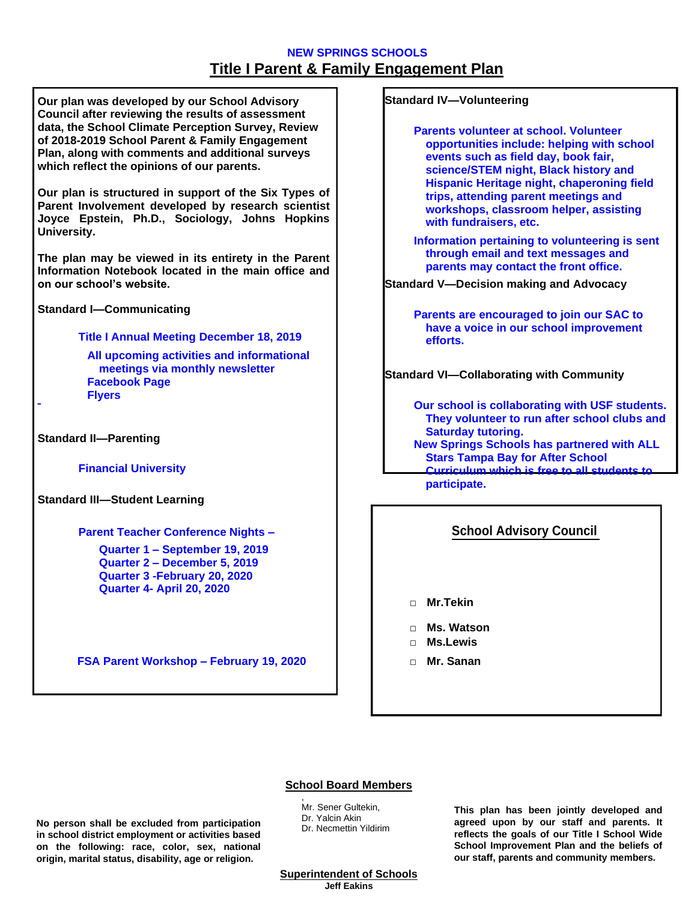NEW SPRINGS SCHOOLS

# Title I Parent & Family Engagement Plan

**Our plan was developed by our School Advisory Council after reviewing the results of assessment data, the School Climate Perception Survey, Review of 2018-2019 School Parent & Family Engagement Plan, along with comments and additional surveys which reflect the opinions of our parents.**

**Our plan is structured in support of the Six Types of Parent Involvement developed by research scientist Joyce Epstein, Ph.D., Sociology, Johns Hopkins University.**

**The plan may be viewed in its entirety in the Parent Information Notebook located in the main office and on our school's website.**

**Standard I—Communicating**

**Title I Annual Meeting December 18, 2019**

**All upcoming activities and informational meetings via monthly newsletter**
**Facebook Page**
**Flyers**

-

**Standard II—Parenting**

**Financial University**

**Standard III—Student Learning**

**Parent Teacher Conference Nights –**

**Quarter 1 – September 19, 2019**
**Quarter 2 – December 5, 2019**
**Quarter 3 -February 20, 2020**
**Quarter 4- April 20, 2020**

**FSA Parent Workshop – February 19, 2020**

**Standard IV—Volunteering**

**Parents volunteer at school. Volunteer opportunities include: helping with school events such as field day, book fair, science/STEM night, Black history and Hispanic Heritage night, chaperoning field trips, attending parent meetings and workshops, classroom helper, assisting with fundraisers, etc.**

**Information pertaining to volunteering is sent through email and text messages and parents may contact the front office.**

**Standard V—Decision making and Advocacy**

**Parents are encouraged to join our SAC to have a voice in our school improvement efforts.**

**Standard VI—Collaborating with Community**

**Our school is collaborating with USF students. They volunteer to run after school clubs and Saturday tutoring.**
**New Springs Schools has partnered with ALL Stars Tampa Bay for After School Curriculum which is free to all students to participate.**

## School Advisory Council

- **Mr.Tekin**
- **Ms. Watson**
- **Ms.Lewis**
- **Mr. Sanan**

## School Board Members

Mr. Sener Gultekin,
Dr. Yalcin Akin
Dr. Necmettin Yildirim

**No person shall be excluded from participation in school district employment or activities based on the following: race, color, sex, national origin, marital status, disability, age or religion.**

**This plan has been jointly developed and agreed upon by our staff and parents. It reflects the goals of our Title I School Wide School Improvement Plan and the beliefs of our staff, parents and community members.**

## Superintendent of Schools

**Jeff Eakins**